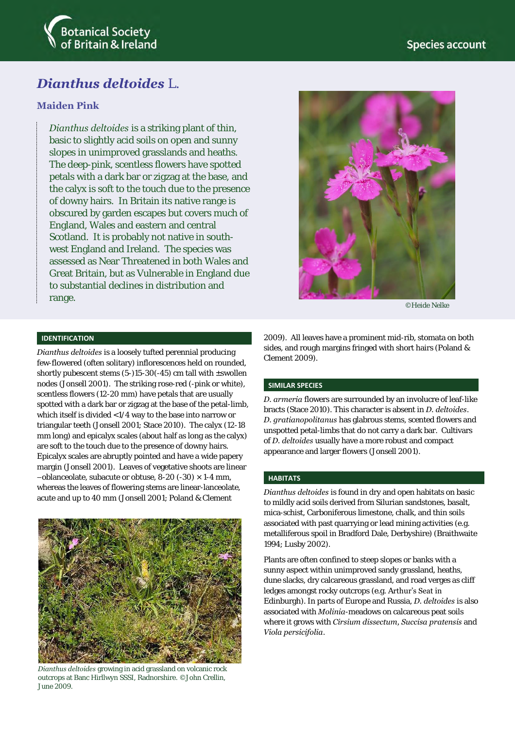# *Dianthus deltoides* L.

## Maiden Pink

*Dianthus deltoides* is a striking plant of thin, basic to slightly acid soils on open and sunny slopes in unimproved grasslands and heaths. The deep-pink, scentless flowers have spotted petals with a dark bar or zigzag at the base, and the calyx is soft to the touch due to the presence of downy hairs. In Britain its native range is obscured by garden escapes but covers much of England, Wales and eastern and central Scotland. It is probably not native in south-west England and Ireland. The species was assessed as Near Threatened in both Wales and Great Britain, but as Vulnerable in England due to substantial declines in distribution and range.

©Heide Nelke

### IDENTIFICATION

*Dianthus deltoides* is a loosely tufted perennial producing few-flowered (often solitary) inflorescences held on rounded, shortly pubescent stems (5-)15-30(-45) cm tall with ±swollen nodes (Jonsell 2001). The striking rose-red (-pink or white), scentless flowers (12-20 mm) have petals that are usually spotted with a dark bar or zigzag at the base of the petal-limb, which itself is divided <1/4 way to the base into narrow or triangular teeth (Jonsell 2001; Stace 2010). The calyx (12-18 mm long) and epicalyx scales (about half as long as the calyx) are soft to the touch due to the presence of downy hairs. Epicalyx scales are abruptly pointed and have a wide papery margin (Jonsell 2001). Leaves of vegetative shoots are linear –oblanceolate, subacute or obtuse, 8-20 (-30) × 1-4 mm, whereas the leaves of flowering stems are linear-lanceolate, acute and up to 40 mm (Jonsell 2001; Poland & Clement 2009). All leaves have a prominent mid-rib, stomata on both sides, and rough margins fringed with short hairs (Poland & Clement 2009).

*Dianthus deltoides* growing in acid grassland on volcanic rock outcrops at Banc Hirllwyn SSSI, Radnorshire. ©John Crellin, June 2009.

### SIMILAR SPECIES

*D. armeria* flowers are surrounded by an involucre of leaf-like bracts (Stace 2010). This character is absent in *D. deltoides*. *D. gratianopolitanus* has glabrous stems, scented flowers and unspotted petal-limbs that do not carry a dark bar. Cultivars of *D. deltoides* usually have a more robust and compact appearance and larger flowers (Jonsell 2001).

### HABITATS

*Dianthus deltoides* is found in dry and open habitats on basic to mildly acid soils derived from Silurian sandstones, basalt, mica-schist, Carboniferous limestone, chalk, and thin soils associated with past quarrying or lead mining activities (e.g. metalliferous spoil in Bradford Dale, Derbyshire) (Braithwaite 1994; Lusby 2002).

Plants are often confined to steep slopes or banks with a sunny aspect within unimproved sandy grassland, heaths, dune slacks, dry calcareous grassland, and road verges as cliff ledges amongst rocky outcrops (e.g. Arthur's Seat in Edinburgh). In parts of Europe and Russia, *D. deltoides* is also associated with *Molinia*-meadows on calcareous peat soils where it grows with *Cirsium dissectum*, *Succisa pratensis* and *Viola persicifolia*.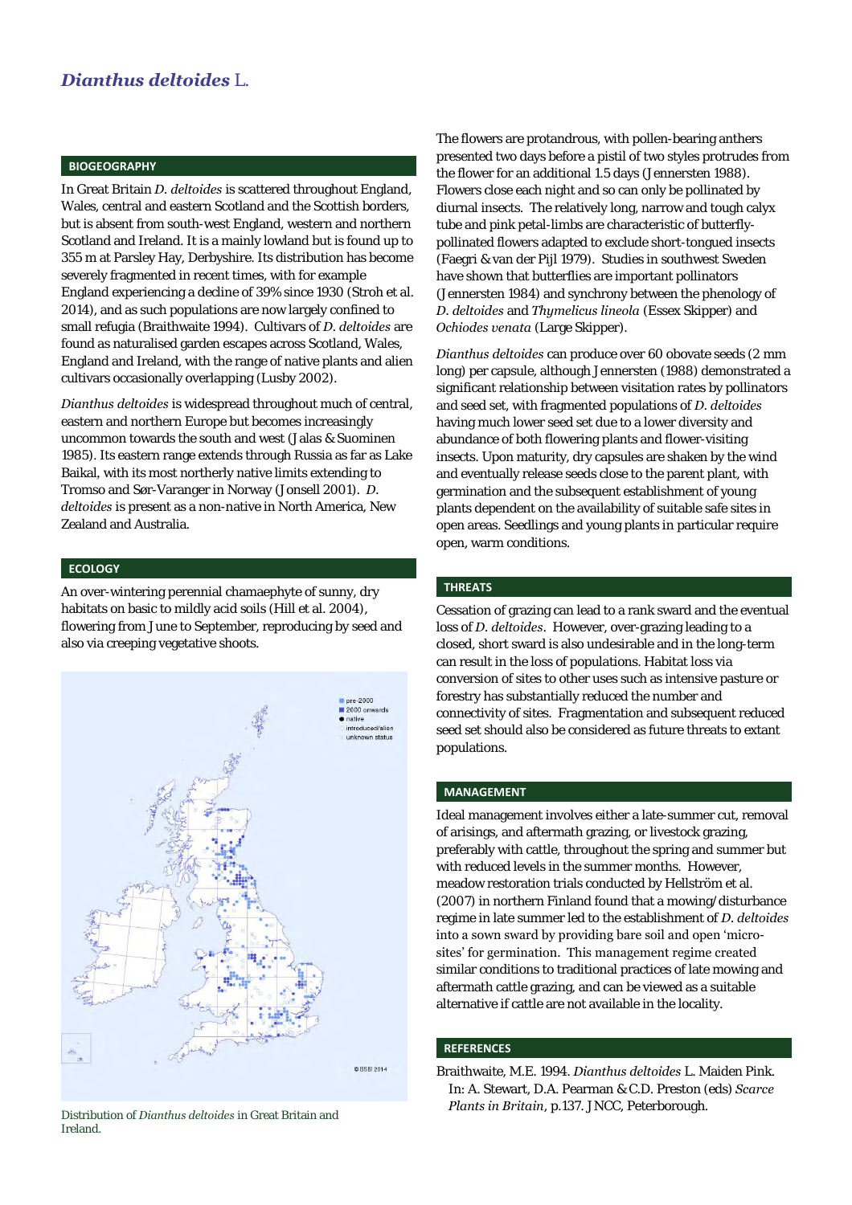# *Dianthus deltoides* L.

## BIOGEOGRAPHY

In Great Britain *D. deltoides* is scattered throughout England, Wales, central and eastern Scotland and the Scottish borders, but is absent from south-west England, western and northern Scotland and Ireland. It is a mainly lowland but is found up to 355 m at Parsley Hay, Derbyshire. Its distribution has become severely fragmented in recent times, with for example England experiencing a decline of 39% since 1930 (Stroh et al. 2014), and as such populations are now largely confined to small refugia (Braithwaite 1994). Cultivars of *D. deltoides* are found as naturalised garden escapes across Scotland, Wales, England and Ireland, with the range of native plants and alien cultivars occasionally overlapping (Lusby 2002).

*Dianthus deltoides* is widespread throughout much of central, eastern and northern Europe but becomes increasingly uncommon towards the south and west (Jalas & Suominen 1985). Its eastern range extends through Russia as far as Lake Baikal, with its most northerly native limits extending to Tromso and Sør-Varanger in Norway (Jonsell 2001). *D. deltoides* is present as a non-native in North America, New Zealand and Australia.

## ECOLOGY

An over-wintering perennial chamaephyte of sunny, dry habitats on basic to mildly acid soils (Hill et al. 2004), flowering from June to September, reproducing by seed and also via creeping vegetative shoots.

Distribution of *Dianthus deltoides* in Great Britain and Ireland.

The flowers are protandrous, with pollen-bearing anthers presented two days before a pistil of two styles protrudes from the flower for an additional 1.5 days (Jennersten 1988). Flowers close each night and so can only be pollinated by diurnal insects. The relatively long, narrow and tough calyx tube and pink petal-limbs are characteristic of butterfly-pollinated flowers adapted to exclude short-tongued insects (Faegri & van der Pijl 1979). Studies in southwest Sweden have shown that butterflies are important pollinators (Jennersten 1984) and synchrony between the phenology of *D. deltoides* and *Thymelicus lineola* (Essex Skipper) and *Ochiodes venata* (Large Skipper).

*Dianthus deltoides* can produce over 60 obovate seeds (2 mm long) per capsule, although Jennersten (1988) demonstrated a significant relationship between visitation rates by pollinators and seed set, with fragmented populations of *D. deltoides* having much lower seed set due to a lower diversity and abundance of both flowering plants and flower-visiting insects. Upon maturity, dry capsules are shaken by the wind and eventually release seeds close to the parent plant, with germination and the subsequent establishment of young plants dependent on the availability of suitable safe sites in open areas. Seedlings and young plants in particular require open, warm conditions.

## THREATS

Cessation of grazing can lead to a rank sward and the eventual loss of *D. deltoides*. However, over-grazing leading to a closed, short sward is also undesirable and in the long-term can result in the loss of populations. Habitat loss via conversion of sites to other uses such as intensive pasture or forestry has substantially reduced the number and connectivity of sites. Fragmentation and subsequent reduced seed set should also be considered as future threats to extant populations.

## MANAGEMENT

Ideal management involves either a late-summer cut, removal of arisings, and aftermath grazing, or livestock grazing, preferably with cattle, throughout the spring and summer but with reduced levels in the summer months. However, meadow restoration trials conducted by Hellström et al. (2007) in northern Finland found that a mowing/disturbance regime in late summer led to the establishment of *D. deltoides* into a sown sward by providing bare soil and open 'micro-sites' for germination. This management regime created similar conditions to traditional practices of late mowing and aftermath cattle grazing, and can be viewed as a suitable alternative if cattle are not available in the locality.

## REFERENCES

Braithwaite, M.E. 1994. *Dianthus deltoides* L. Maiden Pink. In: A. Stewart, D.A. Pearman & C.D. Preston (eds) *Scarce Plants in Britain*, p.137. JNCC, Peterborough.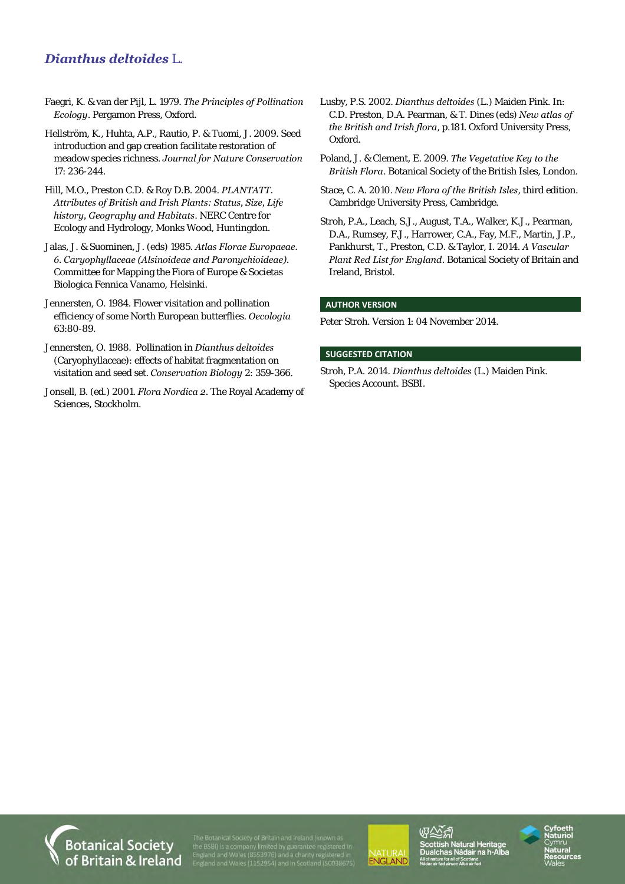Faegri, K. & van der Pijl, L. 1979. *The Principles of Pollination Ecology*. Pergamon Press, Oxford.

Hellström, K., Huhta, A.P., Rautio, P. & Tuomi, J. 2009. Seed introduction and gap creation facilitate restoration of meadow species richness. *Journal for Nature Conservation* 17: 236-244.

Hill, M.O., Preston C.D. & Roy D.B. 2004. *PLANTATT. Attributes of British and Irish Plants: Status, Size, Life history, Geography and Habitats*. NERC Centre for Ecology and Hydrology, Monks Wood, Huntingdon.

Jalas, J. & Suominen, J. (eds) 1985. *Atlas Florae Europaeae. 6. Caryophyllaceae (Alsinoideae and Paronychioideae)*. Committee for Mapping the Fiora of Europe & Societas Biologica Fennica Vanamo, Helsinki.

Jennersten, O. 1984. Flower visitation and pollination efficiency of some North European butterflies. *Oecologia* 63:80-89.

Jennersten, O. 1988. Pollination in *Dianthus deltoides* (Caryophyllaceae): effects of habitat fragmentation on visitation and seed set. *Conservation Biology* 2: 359-366.

Jonsell, B. (ed.) 2001. *Flora Nordica 2*. The Royal Academy of Sciences, Stockholm.

Lusby, P.S. 2002. *Dianthus deltoides* (L.) Maiden Pink. In: C.D. Preston, D.A. Pearman, & T. Dines (eds) *New atlas of the British and Irish flora*, p.181. Oxford University Press, Oxford.

Poland, J. & Clement, E. 2009. *The Vegetative Key to the British Flora*. Botanical Society of the British Isles, London.

Stace, C. A. 2010. *New Flora of the British Isles*, third edition. Cambridge University Press, Cambridge.

Stroh, P.A., Leach, S.J., August, T.A., Walker, K.J., Pearman, D.A., Rumsey, F.J., Harrower, C.A., Fay, M.F., Martin, J.P., Pankhurst, T., Preston, C.D. & Taylor, I. 2014. *A Vascular Plant Red List for England*. Botanical Society of Britain and Ireland, Bristol.

## AUTHOR VERSION

Peter Stroh. Version 1: 04 November 2014.

## SUGGESTED CITATION

Stroh, P.A. 2014. *Dianthus deltoides* (L.) Maiden Pink. Species Account. BSBI.

Botanical Society of Britain & Ireland

The Botanical Society of Britain and Ireland (known as the BSBI) is a company limited by guarantee registered in England and Wales (8553976) and a charity registered in England and Wales (1152954) and in Scotland (SC038675)